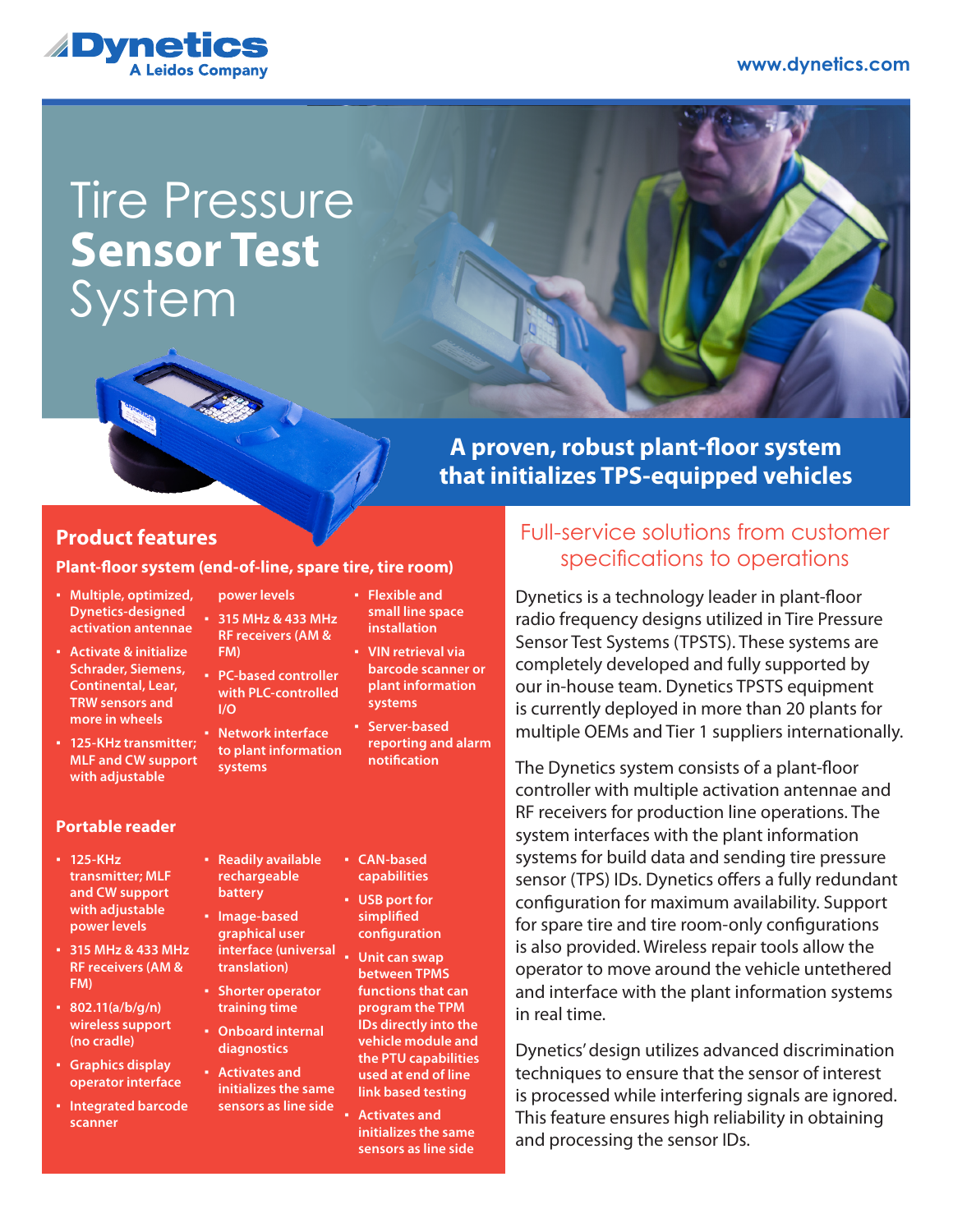# Tire Pressure **Sensor Test** System

## A proven, robust plant-floor system that initializes TPS-equipped vehicles

## Product features

### Plant-floor system (end-of-line, spare tire, tire room)

- Multiple, optimized, Dynetics-designed activation antennae
- Activate & initialize Schrader, Siemens, Continental, Lear, TRW sensors and more in wheels
- 125-KHz transmitter; MLF and CW support with adjustable power levels
- 315 MHz & 433 MHz RF receivers (AM & FM)
- PC-based controller with PLC-controlled I/O
- Network interface to plant information systems
- Flexible and small line space installation
- VIN retrieval via barcode scanner or plant information systems
- Server-based reporting and alarm notification

### Portable reader

- 125-KHz transmitter; MLF and CW support with adjustable power levels
- 315 MHz & 433 MHz RF receivers (AM & FM)
- 802.11(a/b/g/n) wireless support (no cradle)
- Graphics display operator interface
- Integrated barcode scanner
- Readily available rechargeable battery
- Image-based graphical user interface (universal translation)
- Shorter operator training time
- Onboard internal diagnostics
- Activates and initializes the same sensors as line side
- CAN-based capabilities
- USB port for simplified configuration
- Unit can swap between TPMS functions that can program the TPM IDs directly into the vehicle module and the PTU capabilities used at end of line link based testing
- Activates and initializes the same sensors as line side

## Full-service solutions from customer specifications to operations

Dynetics is a technology leader in plant-floor radio frequency designs utilized in Tire Pressure Sensor Test Systems (TPSTS). These systems are completely developed and fully supported by our in-house team. Dynetics TPSTS equipment is currently deployed in more than 20 plants for multiple OEMs and Tier 1 suppliers internationally.

The Dynetics system consists of a plant-floor controller with multiple activation antennae and RF receivers for production line operations. The system interfaces with the plant information systems for build data and sending tire pressure sensor (TPS) IDs. Dynetics offers a fully redundant configuration for maximum availability. Support for spare tire and tire room-only configurations is also provided. Wireless repair tools allow the operator to move around the vehicle untethered and interface with the plant information systems in real time.

Dynetics' design utilizes advanced discrimination techniques to ensure that the sensor of interest is processed while interfering signals are ignored. This feature ensures high reliability in obtaining and processing the sensor IDs.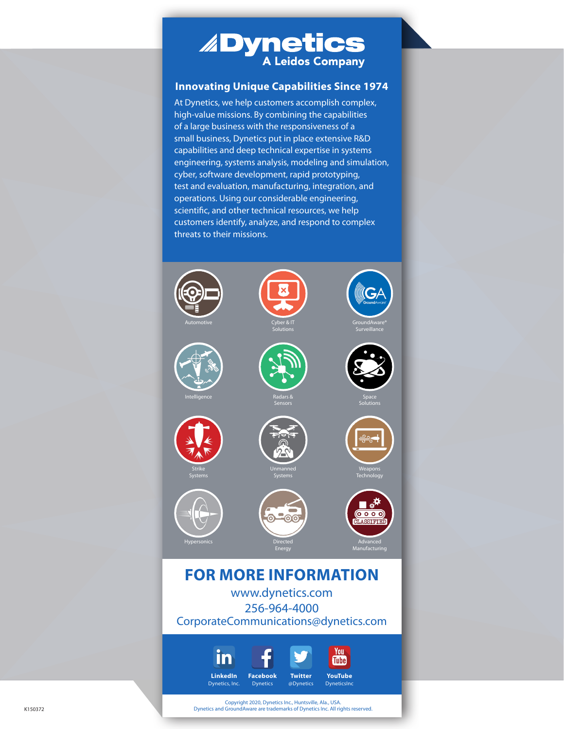# Dynetics

A Leidos Company

## Innovating Unique Capabilities Since 1974

At Dynetics, we help customers accomplish complex, high-value missions. By combining the capabilities of a large business with the responsiveness of a small business, Dynetics put in place extensive R&D capabilities and deep technical expertise in systems engineering, systems analysis, modeling and simulation, cyber, software development, rapid prototyping, test and evaluation, manufacturing, integration, and operations. Using our considerable engineering, scientific, and other technical resources, we help customers identify, analyze, and respond to complex threats to their missions.

Automotive

Cyber & IT Solutions

GroundAware® Surveillance

Intelligence

Radars & Sensors

Space Solutions

Strike Systems

Unmanned Systems

Weapons Technology

Hypersonics

Directed Energy

Advanced Manufacturing

## FOR MORE INFORMATION

www.dynetics.com

256-964-4000

CorporateCommunications@dynetics.com

**LinkedIn** Dynetics, Inc.

**Facebook** Dynetics

**Twitter** @Dynetics

**YouTube** DyneticsInc

Copyright 2020, Dynetics Inc., Huntsville, Ala., USA.
Dynetics and GroundAware are trademarks of Dynetics Inc. All rights reserved.

K150372